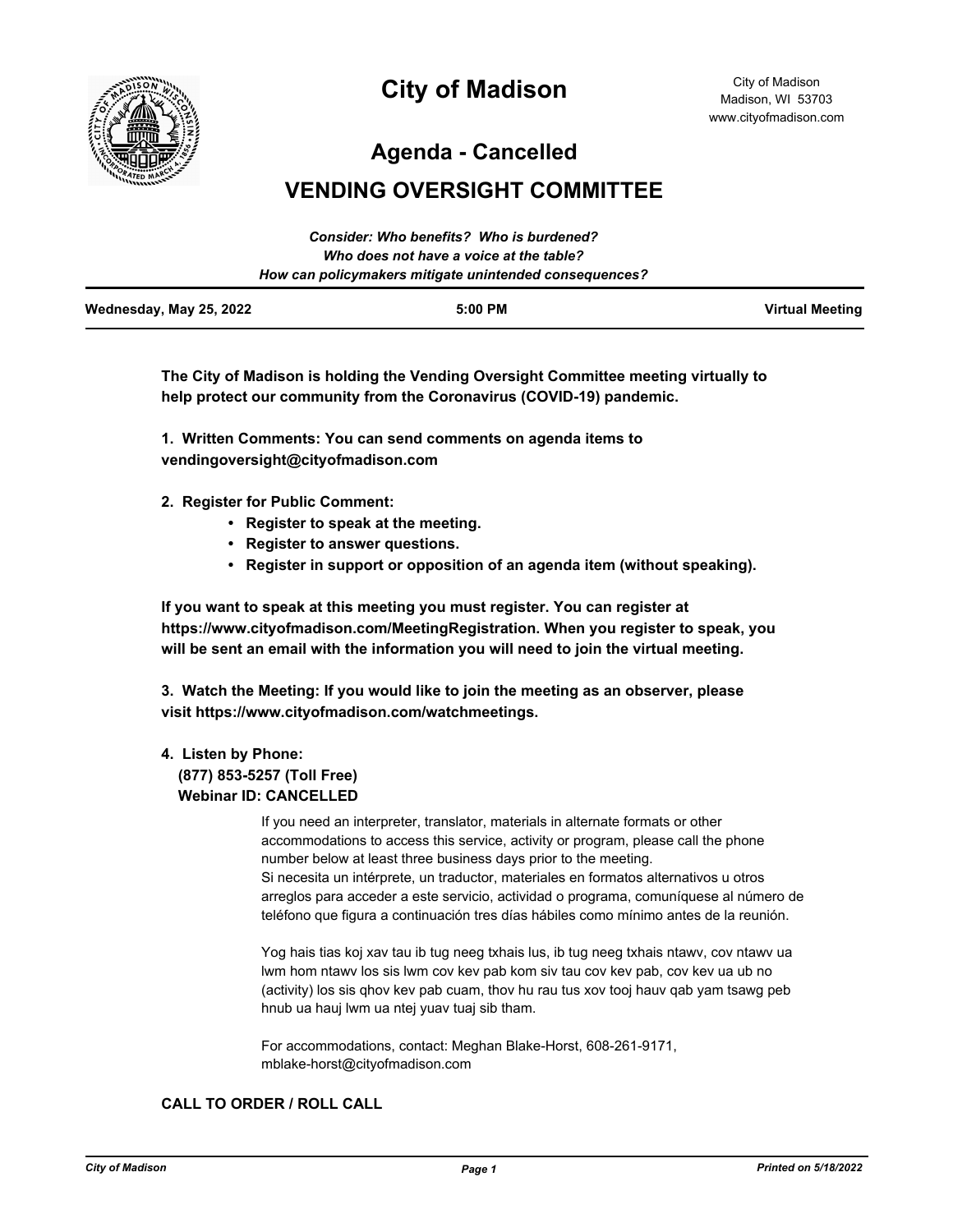# City of Madison

City of Madison
Madison, WI 53703
www.cityofmadison.com

## Agenda - Cancelled

## VENDING OVERSIGHT COMMITTEE

*Consider: Who benefits? Who is burdened?*
*Who does not have a voice at the table?*
*How can policymakers mitigate unintended consequences?*

**Wednesday, May 25, 2022** | **5:00 PM** | **Virtual Meeting**

**The City of Madison is holding the Vending Oversight Committee meeting virtually to help protect our community from the Coronavirus (COVID-19) pandemic.**

**1. Written Comments: You can send comments on agenda items to vendingoversight@cityofmadison.com**

**2. Register for Public Comment:**

- **Register to speak at the meeting.**
- **Register to answer questions.**
- **Register in support or opposition of an agenda item (without speaking).**

**If you want to speak at this meeting you must register. You can register at https://www.cityofmadison.com/MeetingRegistration. When you register to speak, you will be sent an email with the information you will need to join the virtual meeting.**

**3. Watch the Meeting: If you would like to join the meeting as an observer, please visit https://www.cityofmadison.com/watchmeetings.**

**4. Listen by Phone:**
**(877) 853-5257 (Toll Free)**
**Webinar ID: CANCELLED**

If you need an interpreter, translator, materials in alternate formats or other accommodations to access this service, activity or program, please call the phone number below at least three business days prior to the meeting.
Si necesita un intérprete, un traductor, materiales en formatos alternativos u otros arreglos para acceder a este servicio, actividad o programa, comuníquese al número de teléfono que figura a continuación tres días hábiles como mínimo antes de la reunión.

Yog hais tias koj xav tau ib tug neeg txhais lus, ib tug neeg txhais ntawv, cov ntawv ua lwm hom ntawv los sis lwm cov kev pab kom siv tau cov kev pab, cov kev ua ub no (activity) los sis qhov kev pab cuam, thov hu rau tus xov tooj hauv qab yam tsawg peb hnub ua hauj lwm ua ntej yuav tuaj sib tham.

For accommodations, contact: Meghan Blake-Horst, 608-261-9171, mblake-horst@cityofmadison.com

**CALL TO ORDER / ROLL CALL**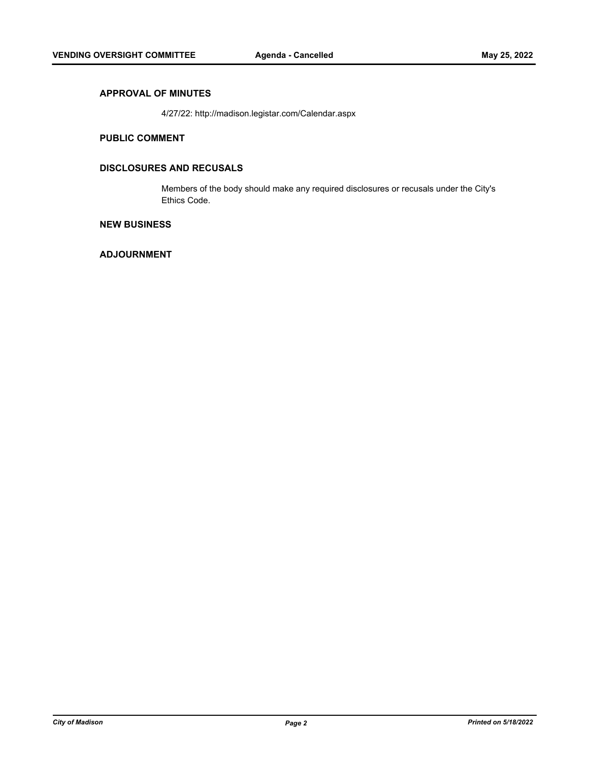## APPROVAL OF MINUTES

4/27/22: http://madison.legistar.com/Calendar.aspx

## PUBLIC COMMENT

## DISCLOSURES AND RECUSALS

Members of the body should make any required disclosures or recusals under the City's Ethics Code.

## NEW BUSINESS

## ADJOURNMENT